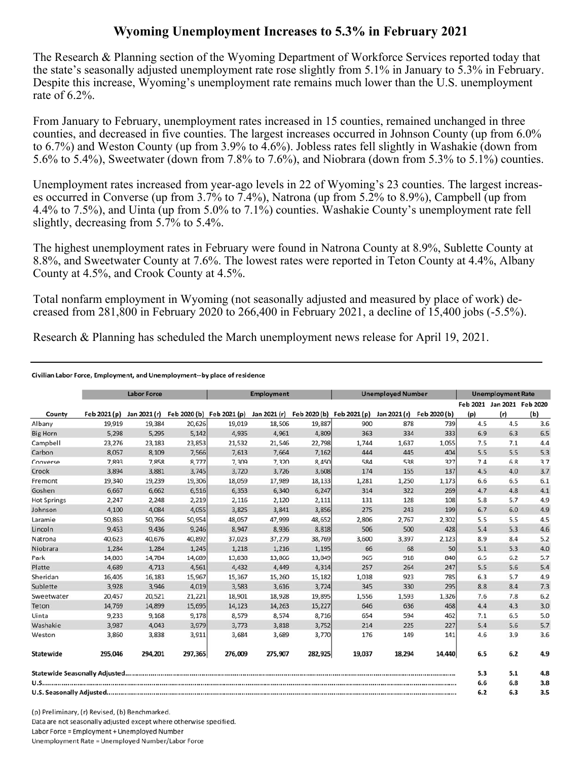# Wyoming Unemployment Increases to 5.3% in February 2021

The Research & Planning section of the Wyoming Department of Workforce Services reported today that the state's seasonally adjusted unemployment rate rose slightly from 5.1% in January to 5.3% in February. Despite this increase, Wyoming's unemployment rate remains much lower than the U.S. unemployment rate of 6.2%.

From January to February, unemployment rates increased in 15 counties, remained unchanged in three counties, and decreased in five counties. The largest increases occurred in Johnson County (up from 6.0% to 6.7%) and Weston County (up from 3.9% to 4.6%). Jobless rates fell slightly in Washakie (down from 5.6% to 5.4%), Sweetwater (down from 7.8% to 7.6%), and Niobrara (down from 5.3% to 5.1%) counties.

Unemployment rates increased from year-ago levels in 22 of Wyoming's 23 counties. The largest increases occurred in Converse (up from 3.7% to 7.4%), Natrona (up from 5.2% to 8.9%), Campbell (up from 4.4% to 7.5%), and Uinta (up from 5.0% to 7.1%) counties. Washakie County's unemployment rate fell slightly, decreasing from 5.7% to 5.4%.

The highest unemployment rates in February were found in Natrona County at 8.9%, Sublette County at 8.8%, and Sweetwater County at 7.6%. The lowest rates were reported in Teton County at 4.4%, Albany County at 4.5%, and Crook County at 4.5%.

Total nonfarm employment in Wyoming (not seasonally adjusted and measured by place of work) decreased from 281,800 in February 2020 to 266,400 in February 2021, a decline of 15,400 jobs (-5.5%).

Research & Planning has scheduled the March unemployment news release for April 19, 2021.

---

**Civilian Labor Force, Employment, and Unemployment--by place of residence**

| | Labor Force | | | Employment | | | Unemployed Number | | | Unemployment Rate | | |
|---|---|---|---|---|---|---|---|---|---|---|---|---|
| County | Feb 2021 (p) | Jan 2021 (r) | Feb 2020 (b) | Feb 2021 (p) | Jan 2021 (r) | Feb 2020 (b) | Feb 2021 (p) | Jan 2021 (r) | Feb 2020 (b) | Feb 2021 (p) | Jan 2021 (r) | Feb 2020 (b) |
| Albany | 19,919 | 19,384 | 20,626 | 19,019 | 18,506 | 19,887 | 900 | 878 | 739 | 4.5 | 4.5 | 3.6 |
| Big Horn | 5,298 | 5,295 | 5,142 | 4,935 | 4,961 | 4,809 | 363 | 334 | 333 | 6.9 | 6.3 | 6.5 |
| Campbell | 23,276 | 23,183 | 23,853 | 21,532 | 21,546 | 22,798 | 1,744 | 1,637 | 1,055 | 7.5 | 7.1 | 4.4 |
| Carbon | 8,057 | 8,109 | 7,566 | 7,613 | 7,664 | 7,162 | 444 | 445 | 404 | 5.5 | 5.5 | 5.3 |
| Converse | 7,893 | 7,858 | 8,777 | 7,309 | 7,320 | 8,450 | 584 | 538 | 327 | 7.4 | 6.8 | 3.7 |
| Crook | 3,894 | 3,881 | 3,745 | 3,720 | 3,726 | 3,608 | 174 | 155 | 137 | 4.5 | 4.0 | 3.7 |
| Fremont | 19,340 | 19,239 | 19,306 | 18,059 | 17,989 | 18,133 | 1,281 | 1,250 | 1,173 | 6.6 | 6.5 | 6.1 |
| Goshen | 6,667 | 6,662 | 6,516 | 6,353 | 6,340 | 6,247 | 314 | 322 | 269 | 4.7 | 4.8 | 4.1 |
| Hot Springs | 2,247 | 2,248 | 2,219 | 2,116 | 2,120 | 2,111 | 131 | 128 | 108 | 5.8 | 5.7 | 4.9 |
| Johnson | 4,100 | 4,084 | 4,055 | 3,825 | 3,841 | 3,856 | 275 | 243 | 199 | 6.7 | 6.0 | 4.9 |
| Laramie | 50,863 | 50,766 | 50,954 | 48,057 | 47,999 | 48,652 | 2,806 | 2,767 | 2,302 | 5.5 | 5.5 | 4.5 |
| Lincoln | 9,453 | 9,436 | 9,246 | 8,947 | 8,936 | 8,818 | 506 | 500 | 428 | 5.4 | 5.3 | 4.6 |
| Natrona | 40,623 | 40,676 | 40,892 | 37,023 | 37,279 | 38,769 | 3,600 | 3,397 | 2,123 | 8.9 | 8.4 | 5.2 |
| Niobrara | 1,284 | 1,284 | 1,245 | 1,218 | 1,216 | 1,195 | 66 | 68 | 50 | 5.1 | 5.3 | 4.0 |
| Park | 14,803 | 14,784 | 14,689 | 13,838 | 13,866 | 13,849 | 965 | 918 | 840 | 6.5 | 6.2 | 5.7 |
| Platte | 4,689 | 4,713 | 4,561 | 4,432 | 4,449 | 4,314 | 257 | 264 | 247 | 5.5 | 5.6 | 5.4 |
| Sheridan | 16,405 | 16,183 | 15,967 | 15,367 | 15,260 | 15,182 | 1,038 | 923 | 785 | 6.3 | 5.7 | 4.9 |
| Sublette | 3,928 | 3,946 | 4,019 | 3,583 | 3,616 | 3,724 | 345 | 330 | 295 | 8.8 | 8.4 | 7.3 |
| Sweetwater | 20,457 | 20,521 | 21,221 | 18,901 | 18,928 | 19,895 | 1,556 | 1,593 | 1,326 | 7.6 | 7.8 | 6.2 |
| Teton | 14,769 | 14,899 | 15,695 | 14,123 | 14,263 | 15,227 | 646 | 636 | 468 | 4.4 | 4.3 | 3.0 |
| Uinta | 9,233 | 9,168 | 9,178 | 8,579 | 8,574 | 8,716 | 654 | 594 | 462 | 7.1 | 6.5 | 5.0 |
| Washakie | 3,987 | 4,043 | 3,979 | 3,773 | 3,818 | 3,752 | 214 | 225 | 227 | 5.4 | 5.6 | 5.7 |
| Weston | 3,860 | 3,838 | 3,911 | 3,684 | 3,689 | 3,770 | 176 | 149 | 141 | 4.6 | 3.9 | 3.6 |
| **Statewide** | **295,046** | **294,201** | **297,365** | **276,009** | **275,907** | **282,925** | **19,037** | **18,294** | **14,440** | **6.5** | **6.2** | **4.9** |
| **Statewide Seasonally Adjusted** | | | | | | | | | | **5.3** | **5.1** | **4.8** |
| **U.S.** | | | | | | | | | | **6.6** | **6.8** | **3.8** |
| **U.S. Seasonally Adjusted** | | | | | | | | | | **6.2** | **6.3** | **3.5** |

(p) Preliminary, (r) Revised, (b) Benchmarked.
Data are not seasonally adjusted except where otherwise specified.
Labor Force = Employment + Unemployed Number
Unemployment Rate = Unemployed Number/Labor Force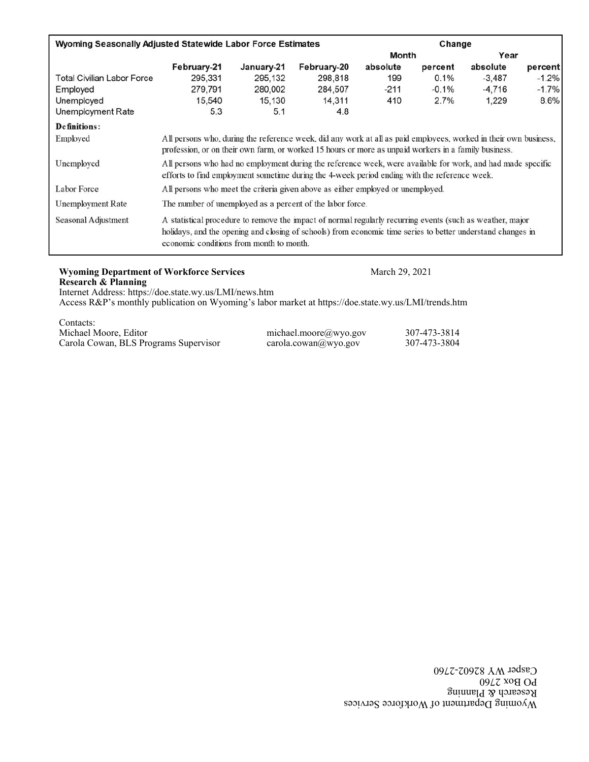| Wyoming Seasonally Adjusted Statewide Labor Force Estimates | | | | Change | | | |
|---|---|---|---|---|---|---|---|
| | | | | Month | | Year | |
| | February-21 | January-21 | February-20 | absolute | percent | absolute | percent |
| Total Civilian Labor Force | 295,331 | 295,132 | 298,818 | 199 | 0.1% | -3,487 | -1.2% |
| Employed | 279,791 | 280,002 | 284,507 | -211 | -0.1% | -4,716 | -1.7% |
| Unemployed | 15,540 | 15,130 | 14,311 | 410 | 2.7% | 1,229 | 8.6% |
| Unemployment Rate | 5.3 | 5.1 | 4.8 | | | | |

**Definitions:**

| | |
|---|---|
| Employed | All persons who, during the reference week, did any work at all as paid employees, worked in their own business, profession, or on their own farm, or worked 15 hours or more as unpaid workers in a family business. |
| Unemployed | All persons who had no employment during the reference week, were available for work, and had made specific efforts to find employment sometime during the 4-week period ending with the reference week. |
| Labor Force | All persons who meet the criteria given above as either employed or unemployed. |
| Unemployment Rate | The number of unemployed as a percent of the labor force. |
| Seasonal Adjustment | A statistical procedure to remove the impact of normal regularly recurring events (such as weather, major holidays, and the opening and closing of schools) from economic time series to better understand changes in economic conditions from month to month. |

**Wyoming Department of Workforce Services**
**Research & Planning**
Internet Address: https://doe.state.wy.us/LMI/news.htm
Access R&P's monthly publication on Wyoming's labor market at https://doe.state.wy.us/LMI/trends.htm

March 29, 2021

Contacts:

| | | |
|---|---|---|
| Michael Moore, Editor | michael.moore@wyo.gov | 307-473-3814 |
| Carola Cowan, BLS Programs Supervisor | carola.cowan@wyo.gov | 307-473-3804 |

Wyoming Department of Workforce Services
Research & Planning
PO Box 2760
Casper WY 82602-2760